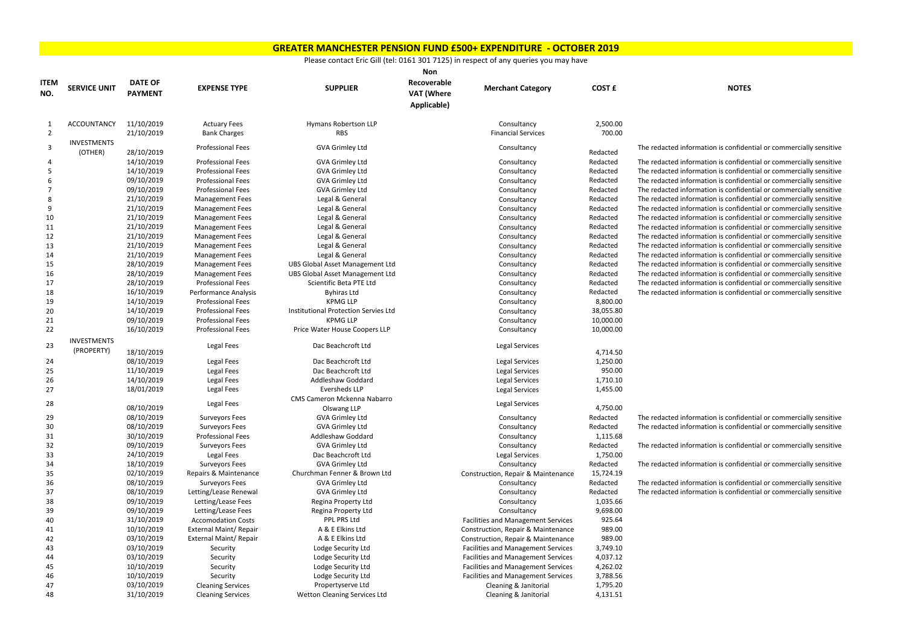# GREATER MANCHESTER PENSION FUND £500+ EXPENDITURE - OCTOBER 2019

Please contact Eric Gill (tel: 0161 301 7125) in respect of any queries you may have

| ITEM NO. | SERVICE UNIT | DATE OF PAYMENT | EXPENSE TYPE | SUPPLIER | Non Recoverable VAT (Where Applicable) | Merchant Category | COST £ | NOTES |
|---|---|---|---|---|---|---|---|---|
| 1 | ACCOUNTANCY | 11/10/2019 | Actuary Fees | Hymans Robertson LLP | | Consultancy | 2,500.00 | |
| 2 | | 21/10/2019 | Bank Charges | RBS | | Financial Services | 700.00 | |
| 3 | INVESTMENTS (OTHER) | 28/10/2019 | Professional Fees | GVA Grimley Ltd | | Consultancy | Redacted | The redacted information is confidential or commercially sensitive |
| 4 | | 14/10/2019 | Professional Fees | GVA Grimley Ltd | | Consultancy | Redacted | The redacted information is confidential or commercially sensitive |
| 5 | | 14/10/2019 | Professional Fees | GVA Grimley Ltd | | Consultancy | Redacted | The redacted information is confidential or commercially sensitive |
| 6 | | 09/10/2019 | Professional Fees | GVA Grimley Ltd | | Consultancy | Redacted | The redacted information is confidential or commercially sensitive |
| 7 | | 09/10/2019 | Professional Fees | GVA Grimley Ltd | | Consultancy | Redacted | The redacted information is confidential or commercially sensitive |
| 8 | | 21/10/2019 | Management Fees | Legal & General | | Consultancy | Redacted | The redacted information is confidential or commercially sensitive |
| 9 | | 21/10/2019 | Management Fees | Legal & General | | Consultancy | Redacted | The redacted information is confidential or commercially sensitive |
| 10 | | 21/10/2019 | Management Fees | Legal & General | | Consultancy | Redacted | The redacted information is confidential or commercially sensitive |
| 11 | | 21/10/2019 | Management Fees | Legal & General | | Consultancy | Redacted | The redacted information is confidential or commercially sensitive |
| 12 | | 21/10/2019 | Management Fees | Legal & General | | Consultancy | Redacted | The redacted information is confidential or commercially sensitive |
| 13 | | 21/10/2019 | Management Fees | Legal & General | | Consultancy | Redacted | The redacted information is confidential or commercially sensitive |
| 14 | | 21/10/2019 | Management Fees | Legal & General | | Consultancy | Redacted | The redacted information is confidential or commercially sensitive |
| 15 | | 28/10/2019 | Management Fees | UBS Global Asset Management Ltd | | Consultancy | Redacted | The redacted information is confidential or commercially sensitive |
| 16 | | 28/10/2019 | Management Fees | UBS Global Asset Management Ltd | | Consultancy | Redacted | The redacted information is confidential or commercially sensitive |
| 17 | | 28/10/2019 | Professional Fees | Scientific Beta PTE Ltd | | Consultancy | Redacted | The redacted information is confidential or commercially sensitive |
| 18 | | 16/10/2019 | Performance Analysis | Byhiras Ltd | | Consultancy | Redacted | The redacted information is confidential or commercially sensitive |
| 19 | | 14/10/2019 | Professional Fees | KPMG LLP | | Consultancy | 8,800.00 | |
| 20 | | 14/10/2019 | Professional Fees | Institutional Protection Servies Ltd | | Consultancy | 38,055.80 | |
| 21 | | 09/10/2019 | Professional Fees | KPMG LLP | | Consultancy | 10,000.00 | |
| 22 | | 16/10/2019 | Professional Fees | Price Water House Coopers LLP | | Consultancy | 10,000.00 | |
| 23 | INVESTMENTS (PROPERTY) | 18/10/2019 | Legal Fees | Dac Beachcroft Ltd | | Legal Services | 4,714.50 | |
| 24 | | 08/10/2019 | Legal Fees | Dac Beachcroft Ltd | | Legal Services | 1,250.00 | |
| 25 | | 11/10/2019 | Legal Fees | Dac Beachcroft Ltd | | Legal Services | 950.00 | |
| 26 | | 14/10/2019 | Legal Fees | Addleshaw Goddard | | Legal Services | 1,710.10 | |
| 27 | | 18/01/2019 | Legal Fees | Eversheds LLP | | Legal Services | 1,455.00 | |
| 28 | | 08/10/2019 | Legal Fees | CMS Cameron Mckenna Nabarro Olswang LLP | | Legal Services | 4,750.00 | |
| 29 | | 08/10/2019 | Surveyors Fees | GVA Grimley Ltd | | Consultancy | Redacted | The redacted information is confidential or commercially sensitive |
| 30 | | 08/10/2019 | Surveyors Fees | GVA Grimley Ltd | | Consultancy | Redacted | The redacted information is confidential or commercially sensitive |
| 31 | | 30/10/2019 | Professional Fees | Addleshaw Goddard | | Consultancy | 1,115.68 | |
| 32 | | 09/10/2019 | Surveyors Fees | GVA Grimley Ltd | | Consultancy | Redacted | The redacted information is confidential or commercially sensitive |
| 33 | | 24/10/2019 | Legal Fees | Dac Beachcroft Ltd | | Legal Services | 1,750.00 | |
| 34 | | 18/10/2019 | Surveyors Fees | GVA Grimley Ltd | | Consultancy | Redacted | The redacted information is confidential or commercially sensitive |
| 35 | | 02/10/2019 | Repairs & Maintenance | Churchman Fenner & Brown Ltd | | Construction, Repair & Maintenance | 15,724.19 | |
| 36 | | 08/10/2019 | Surveyors Fees | GVA Grimley Ltd | | Consultancy | Redacted | The redacted information is confidential or commercially sensitive |
| 37 | | 08/10/2019 | Letting/Lease Renewal | GVA Grimley Ltd | | Consultancy | Redacted | The redacted information is confidential or commercially sensitive |
| 38 | | 09/10/2019 | Letting/Lease Fees | Regina Property Ltd | | Consultancy | 1,035.66 | |
| 39 | | 09/10/2019 | Letting/Lease Fees | Regina Property Ltd | | Consultancy | 9,698.00 | |
| 40 | | 31/10/2019 | Accomodation Costs | PPL PRS Ltd | | Facilities and Management Services | 925.64 | |
| 41 | | 10/10/2019 | External Maint/ Repair | A & E Elkins Ltd | | Construction, Repair & Maintenance | 989.00 | |
| 42 | | 03/10/2019 | External Maint/ Repair | A & E Elkins Ltd | | Construction, Repair & Maintenance | 989.00 | |
| 43 | | 03/10/2019 | Security | Lodge Security Ltd | | Facilities and Management Services | 3,749.10 | |
| 44 | | 03/10/2019 | Security | Lodge Security Ltd | | Facilities and Management Services | 4,037.12 | |
| 45 | | 10/10/2019 | Security | Lodge Security Ltd | | Facilities and Management Services | 4,262.02 | |
| 46 | | 10/10/2019 | Security | Lodge Security Ltd | | Facilities and Management Services | 3,788.56 | |
| 47 | | 03/10/2019 | Cleaning Services | Propertyserve Ltd | | Cleaning & Janitorial | 1,795.20 | |
| 48 | | 31/10/2019 | Cleaning Services | Wetton Cleaning Services Ltd | | Cleaning & Janitorial | 4,131.51 | |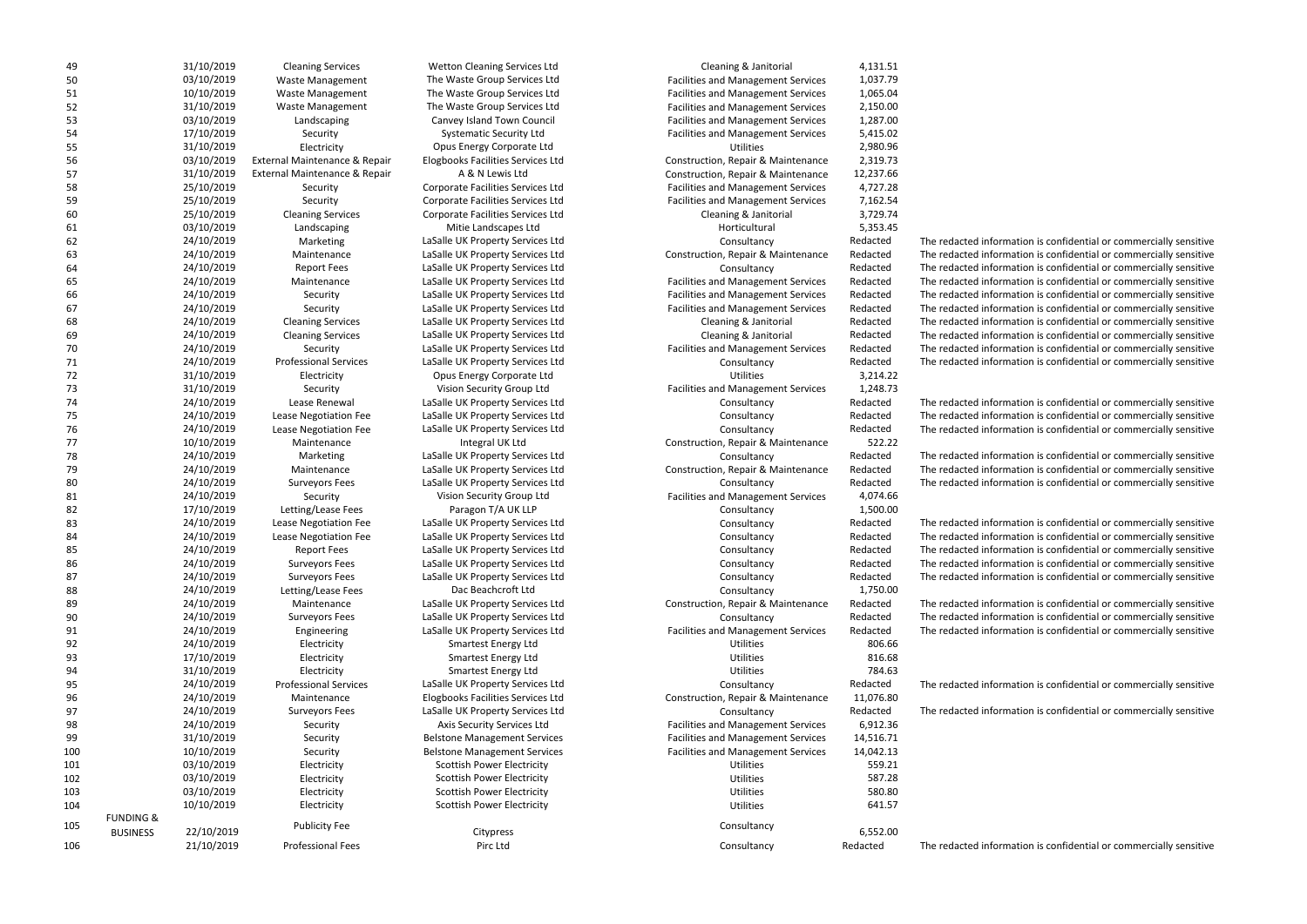| | | | | | | | |
|---|---|---|---|---|---|---|---|
| 49 | | 31/10/2019 | Cleaning Services | Wetton Cleaning Services Ltd | Cleaning & Janitorial | 4,131.51 | |
| 50 | | 03/10/2019 | Waste Management | The Waste Group Services Ltd | Facilities and Management Services | 1,037.79 | |
| 51 | | 10/10/2019 | Waste Management | The Waste Group Services Ltd | Facilities and Management Services | 1,065.04 | |
| 52 | | 31/10/2019 | Waste Management | The Waste Group Services Ltd | Facilities and Management Services | 2,150.00 | |
| 53 | | 03/10/2019 | Landscaping | Canvey Island Town Council | Facilities and Management Services | 1,287.00 | |
| 54 | | 17/10/2019 | Security | Systematic Security Ltd | Facilities and Management Services | 5,415.02 | |
| 55 | | 31/10/2019 | Electricity | Opus Energy Corporate Ltd | Utilities | 2,980.96 | |
| 56 | | 03/10/2019 | External Maintenance & Repair | Elogbooks Facilities Services Ltd | Construction, Repair & Maintenance | 2,319.73 | |
| 57 | | 31/10/2019 | External Maintenance & Repair | A & N Lewis Ltd | Construction, Repair & Maintenance | 12,237.66 | |
| 58 | | 25/10/2019 | Security | Corporate Facilities Services Ltd | Facilities and Management Services | 4,727.28 | |
| 59 | | 25/10/2019 | Security | Corporate Facilities Services Ltd | Facilities and Management Services | 7,162.54 | |
| 60 | | 25/10/2019 | Cleaning Services | Corporate Facilities Services Ltd | Cleaning & Janitorial | 3,729.74 | |
| 61 | | 03/10/2019 | Landscaping | Mitie Landscapes Ltd | Horticultural | 5,353.45 | |
| 62 | | 24/10/2019 | Marketing | LaSalle UK Property Services Ltd | Consultancy | Redacted | The redacted information is confidential or commercially sensitive |
| 63 | | 24/10/2019 | Maintenance | LaSalle UK Property Services Ltd | Construction, Repair & Maintenance | Redacted | The redacted information is confidential or commercially sensitive |
| 64 | | 24/10/2019 | Report Fees | LaSalle UK Property Services Ltd | Consultancy | Redacted | The redacted information is confidential or commercially sensitive |
| 65 | | 24/10/2019 | Maintenance | LaSalle UK Property Services Ltd | Facilities and Management Services | Redacted | The redacted information is confidential or commercially sensitive |
| 66 | | 24/10/2019 | Security | LaSalle UK Property Services Ltd | Facilities and Management Services | Redacted | The redacted information is confidential or commercially sensitive |
| 67 | | 24/10/2019 | Security | LaSalle UK Property Services Ltd | Facilities and Management Services | Redacted | The redacted information is confidential or commercially sensitive |
| 68 | | 24/10/2019 | Cleaning Services | LaSalle UK Property Services Ltd | Cleaning & Janitorial | Redacted | The redacted information is confidential or commercially sensitive |
| 69 | | 24/10/2019 | Cleaning Services | LaSalle UK Property Services Ltd | Cleaning & Janitorial | Redacted | The redacted information is confidential or commercially sensitive |
| 70 | | 24/10/2019 | Security | LaSalle UK Property Services Ltd | Facilities and Management Services | Redacted | The redacted information is confidential or commercially sensitive |
| 71 | | 24/10/2019 | Professional Services | LaSalle UK Property Services Ltd | Consultancy | Redacted | The redacted information is confidential or commercially sensitive |
| 72 | | 31/10/2019 | Electricity | Opus Energy Corporate Ltd | Utilities | 3,214.22 | |
| 73 | | 31/10/2019 | Security | Vision Security Group Ltd | Facilities and Management Services | 1,248.73 | |
| 74 | | 24/10/2019 | Lease Renewal | LaSalle UK Property Services Ltd | Consultancy | Redacted | The redacted information is confidential or commercially sensitive |
| 75 | | 24/10/2019 | Lease Negotiation Fee | LaSalle UK Property Services Ltd | Consultancy | Redacted | The redacted information is confidential or commercially sensitive |
| 76 | | 24/10/2019 | Lease Negotiation Fee | LaSalle UK Property Services Ltd | Consultancy | Redacted | The redacted information is confidential or commercially sensitive |
| 77 | | 10/10/2019 | Maintenance | Integral UK Ltd | Construction, Repair & Maintenance | 522.22 | |
| 78 | | 24/10/2019 | Marketing | LaSalle UK Property Services Ltd | Consultancy | Redacted | The redacted information is confidential or commercially sensitive |
| 79 | | 24/10/2019 | Maintenance | LaSalle UK Property Services Ltd | Construction, Repair & Maintenance | Redacted | The redacted information is confidential or commercially sensitive |
| 80 | | 24/10/2019 | Surveyors Fees | LaSalle UK Property Services Ltd | Consultancy | Redacted | The redacted information is confidential or commercially sensitive |
| 81 | | 24/10/2019 | Security | Vision Security Group Ltd | Facilities and Management Services | 4,074.66 | |
| 82 | | 17/10/2019 | Letting/Lease Fees | Paragon T/A UK LLP | Consultancy | 1,500.00 | |
| 83 | | 24/10/2019 | Lease Negotiation Fee | LaSalle UK Property Services Ltd | Consultancy | Redacted | The redacted information is confidential or commercially sensitive |
| 84 | | 24/10/2019 | Lease Negotiation Fee | LaSalle UK Property Services Ltd | Consultancy | Redacted | The redacted information is confidential or commercially sensitive |
| 85 | | 24/10/2019 | Report Fees | LaSalle UK Property Services Ltd | Consultancy | Redacted | The redacted information is confidential or commercially sensitive |
| 86 | | 24/10/2019 | Surveyors Fees | LaSalle UK Property Services Ltd | Consultancy | Redacted | The redacted information is confidential or commercially sensitive |
| 87 | | 24/10/2019 | Surveyors Fees | LaSalle UK Property Services Ltd | Consultancy | Redacted | The redacted information is confidential or commercially sensitive |
| 88 | | 24/10/2019 | Letting/Lease Fees | Dac Beachcroft Ltd | Consultancy | 1,750.00 | |
| 89 | | 24/10/2019 | Maintenance | LaSalle UK Property Services Ltd | Construction, Repair & Maintenance | Redacted | The redacted information is confidential or commercially sensitive |
| 90 | | 24/10/2019 | Surveyors Fees | LaSalle UK Property Services Ltd | Consultancy | Redacted | The redacted information is confidential or commercially sensitive |
| 91 | | 24/10/2019 | Engineering | LaSalle UK Property Services Ltd | Facilities and Management Services | Redacted | The redacted information is confidential or commercially sensitive |
| 92 | | 24/10/2019 | Electricity | Smartest Energy Ltd | Utilities | 806.66 | |
| 93 | | 17/10/2019 | Electricity | Smartest Energy Ltd | Utilities | 816.68 | |
| 94 | | 31/10/2019 | Electricity | Smartest Energy Ltd | Utilities | 784.63 | |
| 95 | | 24/10/2019 | Professional Services | LaSalle UK Property Services Ltd | Consultancy | Redacted | The redacted information is confidential or commercially sensitive |
| 96 | | 24/10/2019 | Maintenance | Elogbooks Facilities Services Ltd | Construction, Repair & Maintenance | 11,076.80 | |
| 97 | | 24/10/2019 | Surveyors Fees | LaSalle UK Property Services Ltd | Consultancy | Redacted | The redacted information is confidential or commercially sensitive |
| 98 | | 24/10/2019 | Security | Axis Security Services Ltd | Facilities and Management Services | 6,912.36 | |
| 99 | | 31/10/2019 | Security | Belstone Management Services | Facilities and Management Services | 14,516.71 | |
| 100 | | 10/10/2019 | Security | Belstone Management Services | Facilities and Management Services | 14,042.13 | |
| 101 | | 03/10/2019 | Electricity | Scottish Power Electricity | Utilities | 559.21 | |
| 102 | | 03/10/2019 | Electricity | Scottish Power Electricity | Utilities | 587.28 | |
| 103 | | 03/10/2019 | Electricity | Scottish Power Electricity | Utilities | 580.80 | |
| 104 | | 10/10/2019 | Electricity | Scottish Power Electricity | Utilities | 641.57 | |
| 105 | FUNDING & BUSINESS | 22/10/2019 | Publicity Fee | Citypress | Consultancy | 6,552.00 | |
| 106 | | 21/10/2019 | Professional Fees | Pirc Ltd | Consultancy | Redacted | The redacted information is confidential or commercially sensitive |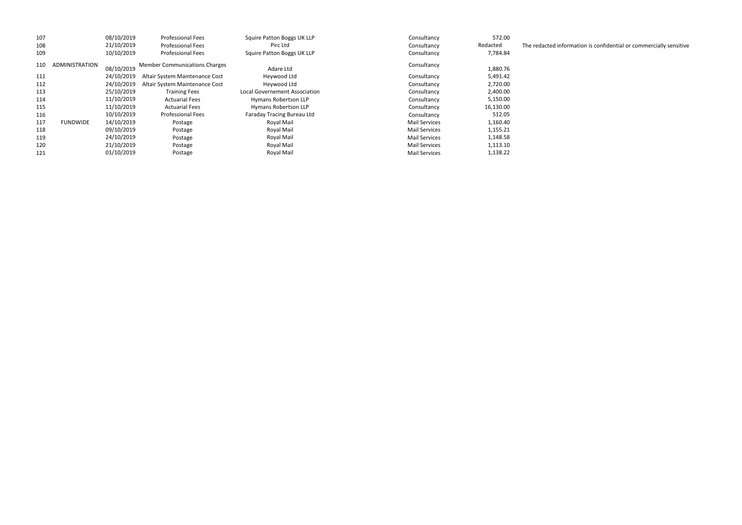| | | | | | | | |
|---|---|---|---|---|---|---|---|
| 107 | | 08/10/2019 | Professional Fees | Squire Patton Boggs UK LLP | Consultancy | 572.00 | |
| 108 | | 21/10/2019 | Professional Fees | Pirc Ltd | Consultancy | Redacted | The redacted information is confidential or commercially sensitive |
| 109 | | 10/10/2019 | Professional Fees | Squire Patton Boggs UK LLP | Consultancy | 7,784.84 | |
| 110 | ADMINISTRATION | 08/10/2019 | Member Communications Charges | Adare Ltd | Consultancy | 1,880.76 | |
| 111 | | 24/10/2019 | Altair System Maintenance Cost | Heywood Ltd | Consultancy | 5,491.42 | |
| 112 | | 24/10/2019 | Altair System Maintenance Cost | Heywood Ltd | Consultancy | 2,720.00 | |
| 113 | | 25/10/2019 | Training Fees | Local Governement Association | Consultancy | 2,400.00 | |
| 114 | | 11/10/2019 | Actuarial Fees | Hymans Robertson LLP | Consultancy | 5,150.00 | |
| 115 | | 11/10/2019 | Actuarial Fees | Hymans Robertson LLP | Consultancy | 16,130.00 | |
| 116 | | 10/10/2019 | Professional Fees | Faraday Tracing Bureau Ltd | Consultancy | 512.05 | |
| 117 | FUNDWIDE | 14/10/2019 | Postage | Royal Mail | Mail Services | 1,160.40 | |
| 118 | | 09/10/2019 | Postage | Royal Mail | Mail Services | 1,155.21 | |
| 119 | | 24/10/2019 | Postage | Royal Mail | Mail Services | 1,148.58 | |
| 120 | | 21/10/2019 | Postage | Royal Mail | Mail Services | 1,113.10 | |
| 121 | | 01/10/2019 | Postage | Royal Mail | Mail Services | 1,138.22 | |